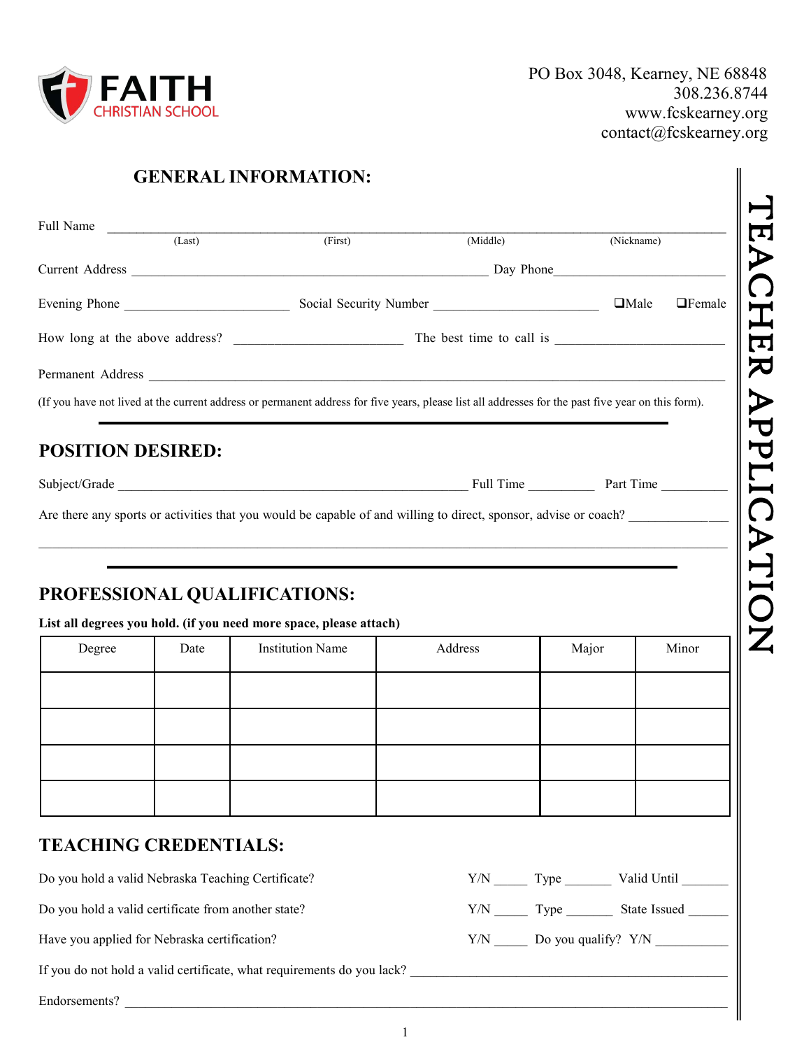FAITH CHRISTIAN SCHOOL

PO Box 3048, Kearney, NE 68848
308.236.8744
www.fcskearney.org
contact@fcskearney.org

# TEACHER APPLICATION

## GENERAL INFORMATION:

Full Name ______________________________________________________________________
(Last) (First) (Middle) (Nickname)

Current Address ____________________________________________ Day Phone______________________

Evening Phone ______________________ Social Security Number ______________________ ❑Male ❑Female

How long at the above address? ______________________ The best time to call is ______________________

Permanent Address ______________________________________________________________________

(If you have not lived at the current address or permanent address for five years, please list all addresses for the past five year on this form).

## POSITION DESIRED:

Subject/Grade ____________________________________________ Full Time __________ Part Time __________

Are there any sports or activities that you would be capable of and willing to direct, sponsor, advise or coach? _____________

______________________________________________________________________

## PROFESSIONAL QUALIFICATIONS:

**List all degrees you hold. (if you need more space, please attach)**

| Degree | Date | Institution Name | Address | Major | Minor |
|---|---|---|---|---|---|
| | | | | | |
| | | | | | |
| | | | | | |
| | | | | | |

## TEACHING CREDENTIALS:

Do you hold a valid Nebraska Teaching Certificate? Y/N _____ Type _______ Valid Until _______

Do you hold a valid certificate from another state? Y/N _____ Type _______ State Issued ______

Have you applied for Nebraska certification? Y/N _____ Do you qualify? Y/N ___________

If you do not hold a valid certificate, what requirements do you lack? ______________________________________________

Endorsements? ______________________________________________________________________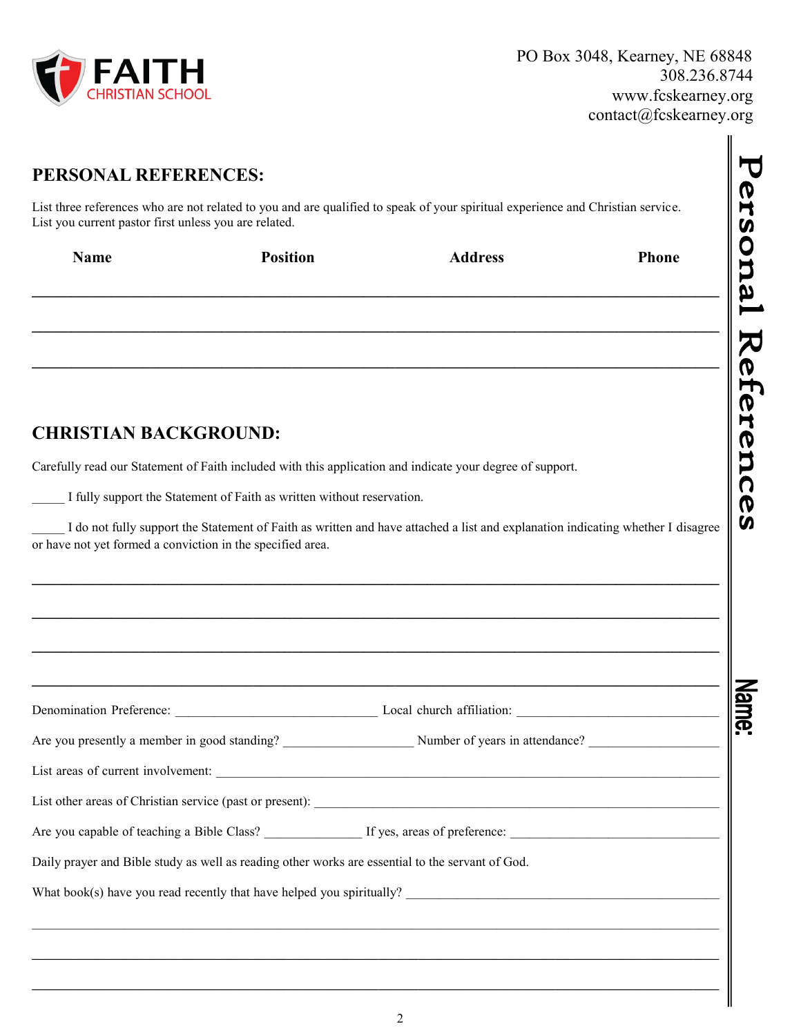FAITH CHRISTIAN SCHOOL

PO Box 3048, Kearney, NE 68848
308.236.8744
www.fcskearney.org
contact@fcskearney.org

## PERSONAL REFERENCES:

List three references who are not related to you and are qualified to speak of your spiritual experience and Christian service. List you current pastor first unless you are related.

| Name | Position | Address | Phone |
|---|---|---|---|
| | | | |
| | | | |
| | | | |

## CHRISTIAN BACKGROUND:

Carefully read our Statement of Faith included with this application and indicate your degree of support.

_____ I fully support the Statement of Faith as written without reservation.

_____ I do not fully support the Statement of Faith as written and have attached a list and explanation indicating whether I disagree or have not yet formed a conviction in the specified area.

______________________________________________________________________

______________________________________________________________________

______________________________________________________________________

______________________________________________________________________

Denomination Preference: ______________________________ Local church affiliation: ______________________________

Are you presently a member in good standing? ___________________ Number of years in attendance? ___________________

List areas of current involvement: ______________________________________________________________________

List other areas of Christian service (past or present): ______________________________________________________

Are you capable of teaching a Bible Class? ______________ If yes, areas of preference: ______________________________

Daily prayer and Bible study as well as reading other works are essential to the servant of God.

What book(s) have you read recently that have helped you spiritually? ______________________________________________

______________________________________________________________________

______________________________________________________________________

______________________________________________________________________

Personal References

Name: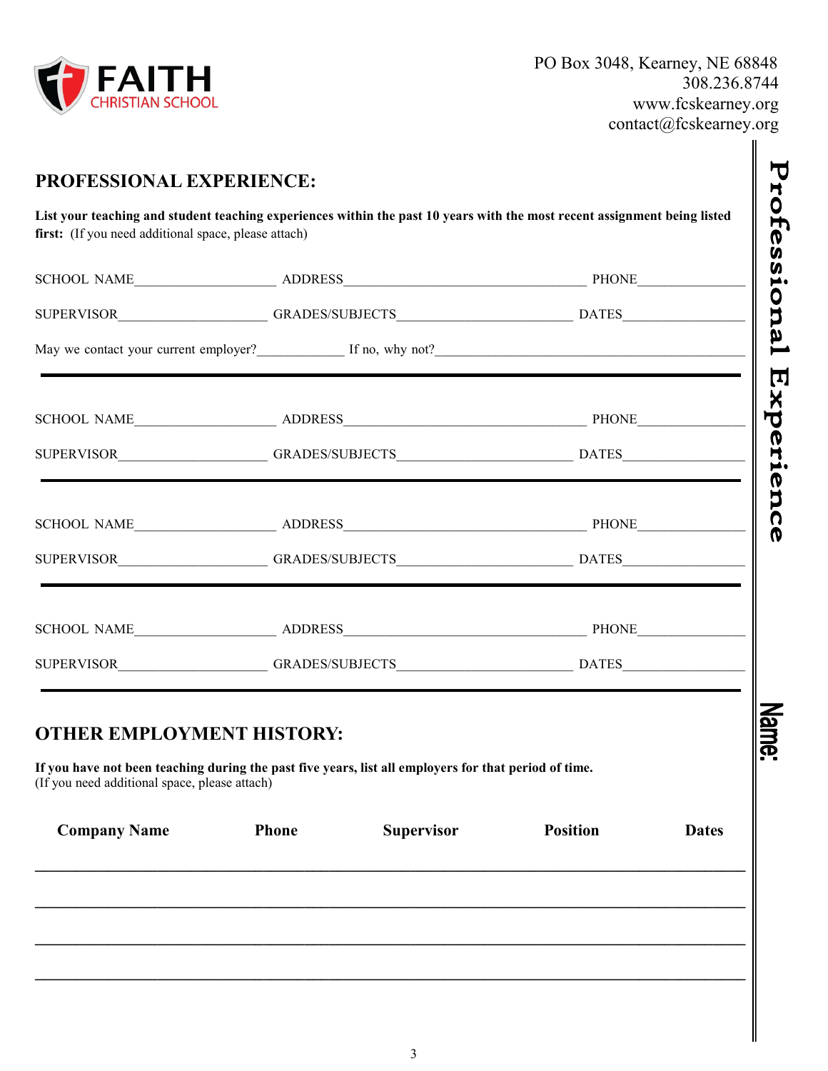**FAITH**
CHRISTIAN SCHOOL

PO Box 3048, Kearney, NE 68848
308.236.8744
www.fcskearney.org
contact@fcskearney.org

## PROFESSIONAL EXPERIENCE:

**List your teaching and student teaching experiences within the past 10 years with the most recent assignment being listed first:** (If you need additional space, please attach)

SCHOOL NAME____________________ ADDRESS__________________________________ PHONE_______________

SUPERVISOR_____________________ GRADES/SUBJECTS________________________ DATES_______________

May we contact your current employer?____________ If no, why not?_____________________________________

---

SCHOOL NAME____________________ ADDRESS__________________________________ PHONE_______________

SUPERVISOR_____________________ GRADES/SUBJECTS________________________ DATES_______________

---

SCHOOL NAME____________________ ADDRESS__________________________________ PHONE_______________

SUPERVISOR_____________________ GRADES/SUBJECTS________________________ DATES_______________

---

SCHOOL NAME____________________ ADDRESS__________________________________ PHONE_______________

SUPERVISOR_____________________ GRADES/SUBJECTS________________________ DATES_______________

---

## OTHER EMPLOYMENT HISTORY:

**If you have not been teaching during the past five years, list all employers for that period of time.**
(If you need additional space, please attach)

| Company Name | Phone | Supervisor | Position | Dates |
| --- | --- | --- | --- | --- |
| | | | | |
| | | | | |
| | | | | |
| | | | | |

Professional Experience

Name: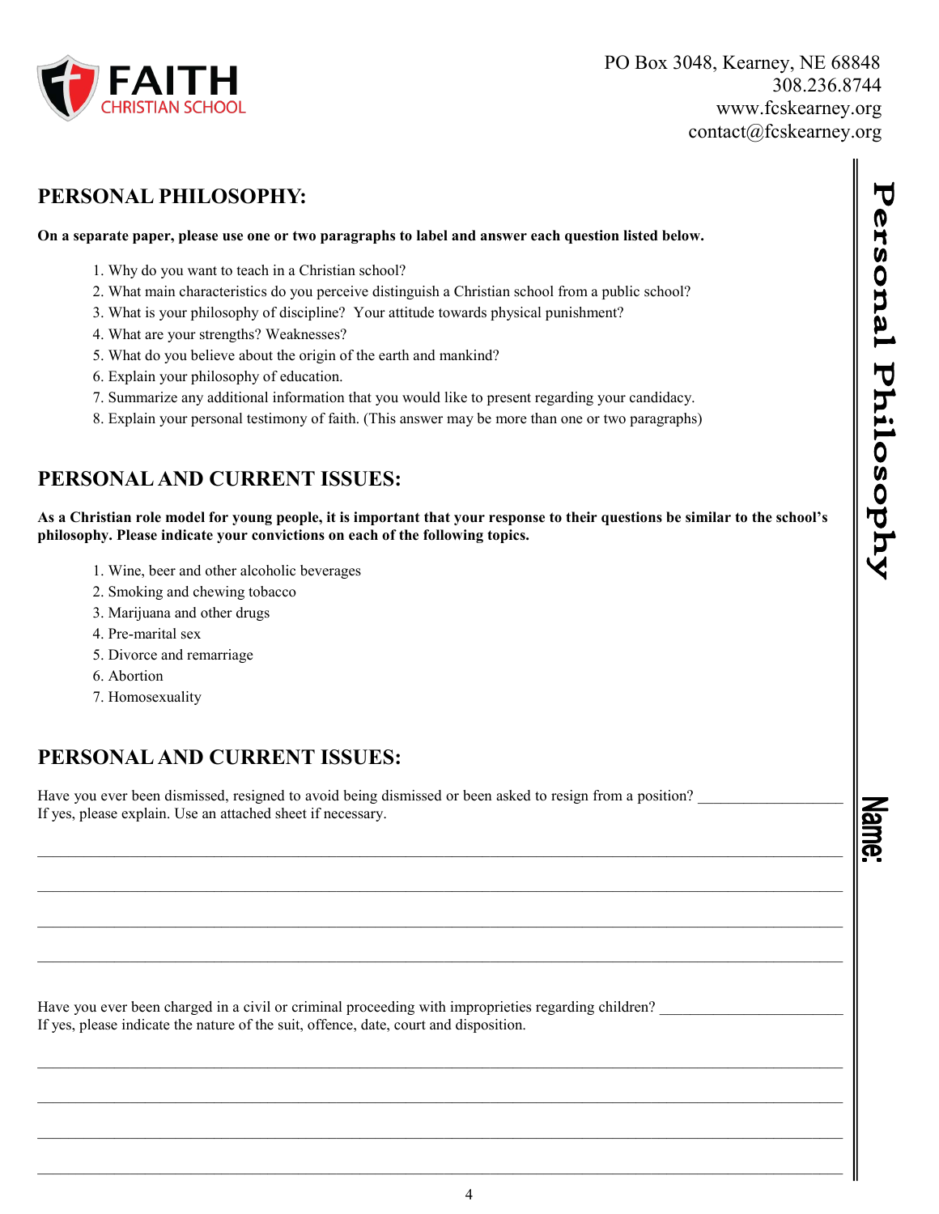**FAITH CHRISTIAN SCHOOL**

PO Box 3048, Kearney, NE 68848
308.236.8744
www.fcskearney.org
contact@fcskearney.org

## PERSONAL PHILOSOPHY:

**On a separate paper, please use one or two paragraphs to label and answer each question listed below.**

1. Why do you want to teach in a Christian school?
2. What main characteristics do you perceive distinguish a Christian school from a public school?
3. What is your philosophy of discipline? Your attitude towards physical punishment?
4. What are your strengths? Weaknesses?
5. What do you believe about the origin of the earth and mankind?
6. Explain your philosophy of education.
7. Summarize any additional information that you would like to present regarding your candidacy.
8. Explain your personal testimony of faith. (This answer may be more than one or two paragraphs)

## PERSONAL AND CURRENT ISSUES:

**As a Christian role model for young people, it is important that your response to their questions be similar to the school's philosophy. Please indicate your convictions on each of the following topics.**

1. Wine, beer and other alcoholic beverages
2. Smoking and chewing tobacco
3. Marijuana and other drugs
4. Pre-marital sex
5. Divorce and remarriage
6. Abortion
7. Homosexuality

## PERSONAL AND CURRENT ISSUES:

Have you ever been dismissed, resigned to avoid being dismissed or been asked to resign from a position? ___________________
If yes, please explain. Use an attached sheet if necessary.

______________________________________________________________________________

______________________________________________________________________________

______________________________________________________________________________

______________________________________________________________________________

Have you ever been charged in a civil or criminal proceeding with improprieties regarding children? _______________________
If yes, please indicate the nature of the suit, offence, date, court and disposition.

______________________________________________________________________________

______________________________________________________________________________

______________________________________________________________________________

______________________________________________________________________________

Personal Philosophy

Name: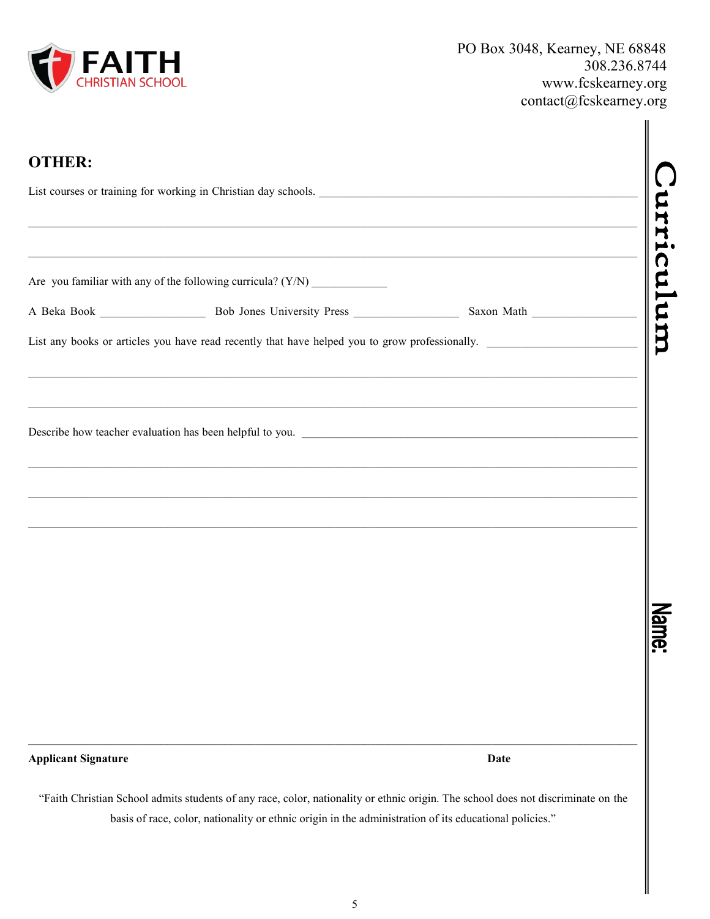**FAITH** CHRISTIAN SCHOOL

PO Box 3048, Kearney, NE 68848
308.236.8744
www.fcskearney.org
contact@fcskearney.org

Curriculum

Name:

## OTHER:

List courses or training for working in Christian day schools. ________________________________________________

______________________________________________________________________________

______________________________________________________________________________

Are you familiar with any of the following curricula? (Y/N) ____________

A Beka Book _________________ Bob Jones University Press _________________ Saxon Math _________________

List any books or articles you have read recently that have helped you to grow professionally. _______________________

______________________________________________________________________________

______________________________________________________________________________

Describe how teacher evaluation has been helpful to you. ________________________________________________

______________________________________________________________________________

______________________________________________________________________________

______________________________________________________________________________

______________________________________________________________________________

**Applicant Signature** **Date**

"Faith Christian School admits students of any race, color, nationality or ethnic origin. The school does not discriminate on the basis of race, color, nationality or ethnic origin in the administration of its educational policies."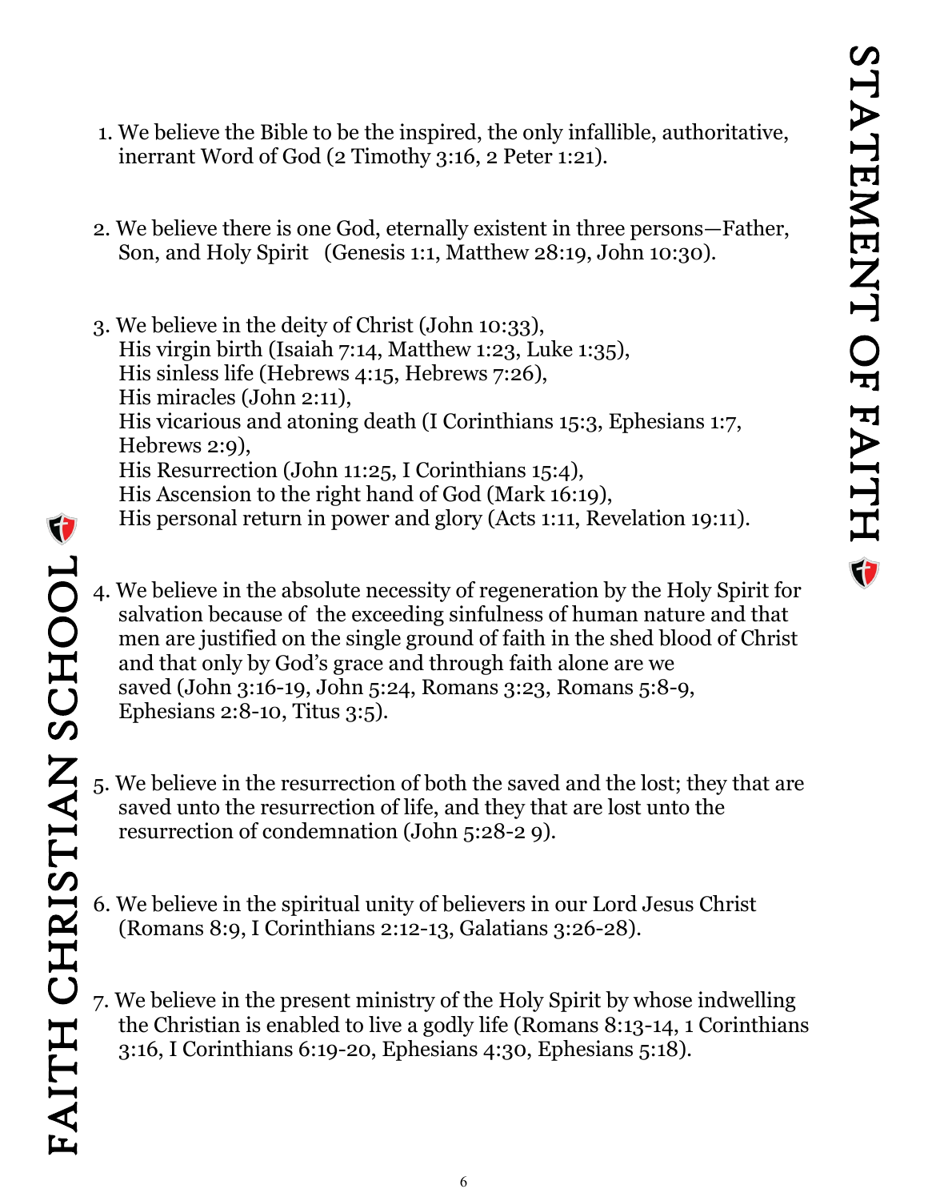# STATEMENT OF FAITH

1. We believe the Bible to be the inspired, the only infallible, authoritative, inerrant Word of God (2 Timothy 3:16, 2 Peter 1:21).

2. We believe there is one God, eternally existent in three persons—Father, Son, and Holy Spirit (Genesis 1:1, Matthew 28:19, John 10:30).

3. We believe in the deity of Christ (John 10:33),
   His virgin birth (Isaiah 7:14, Matthew 1:23, Luke 1:35),
   His sinless life (Hebrews 4:15, Hebrews 7:26),
   His miracles (John 2:11),
   His vicarious and atoning death (I Corinthians 15:3, Ephesians 1:7, Hebrews 2:9),
   His Resurrection (John 11:25, I Corinthians 15:4),
   His Ascension to the right hand of God (Mark 16:19),
   His personal return in power and glory (Acts 1:11, Revelation 19:11).

4. We believe in the absolute necessity of regeneration by the Holy Spirit for salvation because of the exceeding sinfulness of human nature and that men are justified on the single ground of faith in the shed blood of Christ and that only by God's grace and through faith alone are we saved (John 3:16-19, John 5:24, Romans 3:23, Romans 5:8-9, Ephesians 2:8-10, Titus 3:5).

5. We believe in the resurrection of both the saved and the lost; they that are saved unto the resurrection of life, and they that are lost unto the resurrection of condemnation (John 5:28-2 9).

6. We believe in the spiritual unity of believers in our Lord Jesus Christ (Romans 8:9, I Corinthians 2:12-13, Galatians 3:26-28).

7. We believe in the present ministry of the Holy Spirit by whose indwelling the Christian is enabled to live a godly life (Romans 8:13-14, 1 Corinthians 3:16, I Corinthians 6:19-20, Ephesians 4:30, Ephesians 5:18).